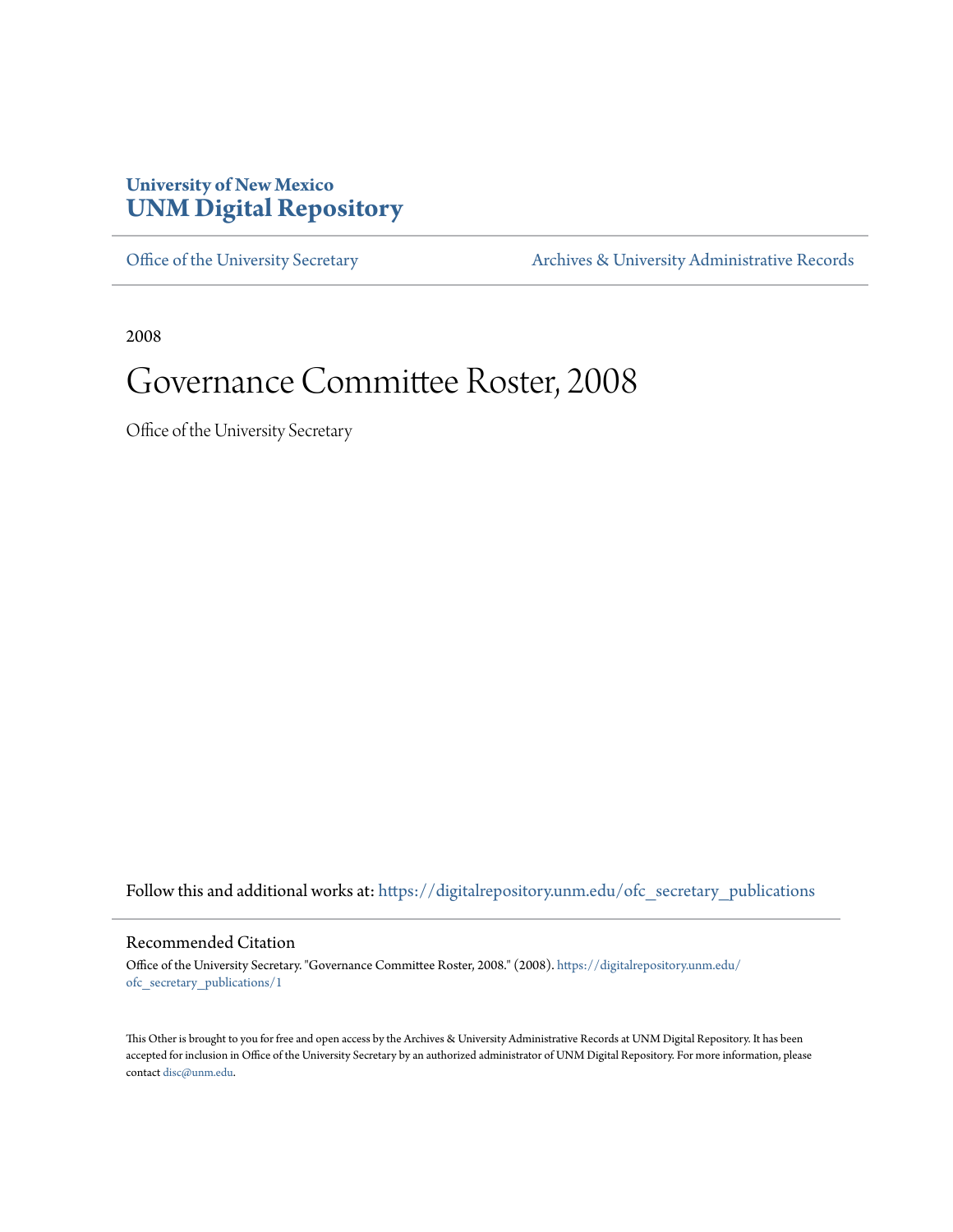**University of New Mexico**
**UNM Digital Repository**

Office of the University Secretary | Archives & University Administrative Records

2008

# Governance Committee Roster, 2008

Office of the University Secretary

Follow this and additional works at: https://digitalrepository.unm.edu/ofc_secretary_publications

## Recommended Citation

Office of the University Secretary. "Governance Committee Roster, 2008." (2008). https://digitalrepository.unm.edu/ofc_secretary_publications/1

This Other is brought to you for free and open access by the Archives & University Administrative Records at UNM Digital Repository. It has been accepted for inclusion in Office of the University Secretary by an authorized administrator of UNM Digital Repository. For more information, please contact disc@unm.edu.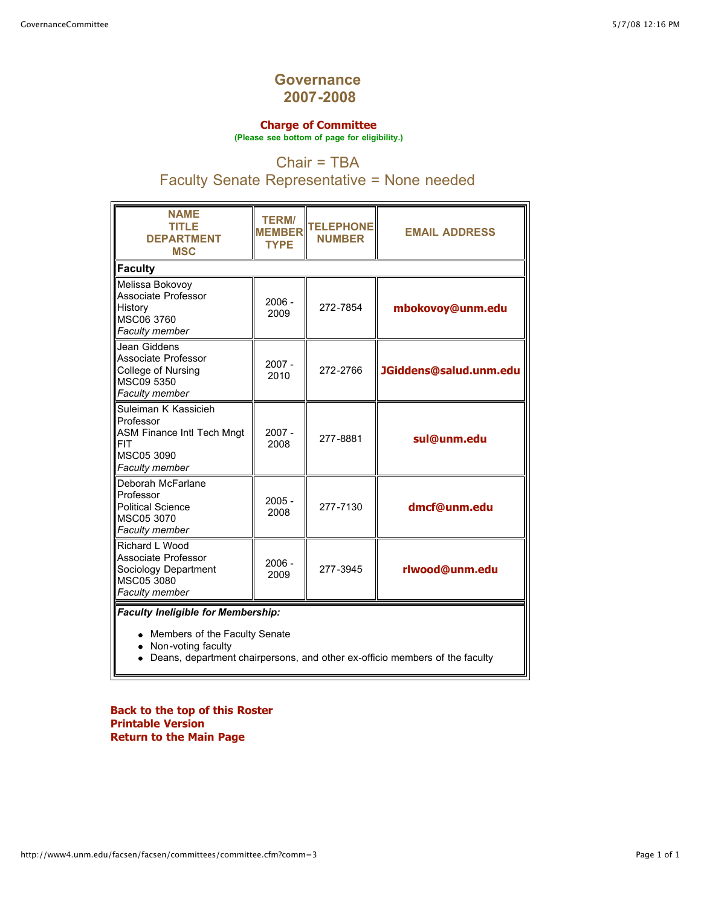# Governance 2007-2008

**Charge of Committee**

**(Please see bottom of page for eligibility.)**

Chair = TBA

Faculty Senate Representative = None needed

| NAME<br>TITLE<br>DEPARTMENT<br>MSC | TERM/<br>MEMBER<br>TYPE | TELEPHONE NUMBER | EMAIL ADDRESS |
|---|---|---|---|
| **Faculty** | | | |
| Melissa Bokovoy<br>Associate Professor<br>History<br>MSC06 3760<br>*Faculty member* | 2006 - 2009 | 272-7854 | **mbokovoy@unm.edu** |
| Jean Giddens<br>Associate Professor<br>College of Nursing<br>MSC09 5350<br>*Faculty member* | 2007 - 2010 | 272-2766 | **JGiddens@salud.unm.edu** |
| Suleiman K Kassicieh<br>Professor<br>ASM Finance Intl Tech Mngt FIT<br>MSC05 3090<br>*Faculty member* | 2007 - 2008 | 277-8881 | **sul@unm.edu** |
| Deborah McFarlane<br>Professor<br>Political Science<br>MSC05 3070<br>*Faculty member* | 2005 - 2008 | 277-7130 | **dmcf@unm.edu** |
| Richard L Wood<br>Associate Professor<br>Sociology Department<br>MSC05 3080<br>*Faculty member* | 2006 - 2009 | 277-3945 | **rlwood@unm.edu** |

***Faculty Ineligible for Membership:***

- Members of the Faculty Senate
- Non-voting faculty
- Deans, department chairpersons, and other ex-officio members of the faculty

**Back to the top of this Roster**
**Printable Version**
**Return to the Main Page**